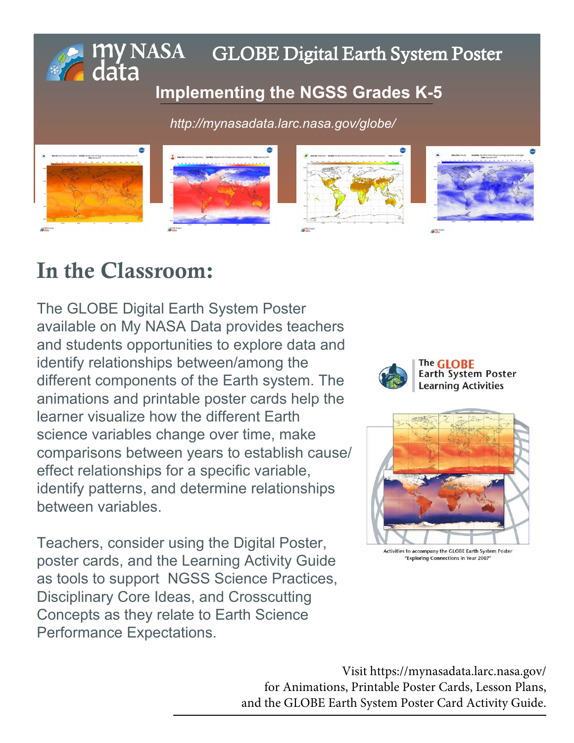# my NASA data — GLOBE Digital Earth System Poster

## Implementing the NGSS Grades K-5

*http://mynasadata.larc.nasa.gov/globe/*

## In the Classroom:

The GLOBE Digital Earth System Poster available on My NASA Data provides teachers and students opportunities to explore data and identify relationships between/among the different components of the Earth system. The animations and printable poster cards help the learner visualize how the different Earth science variables change over time, make comparisons between years to establish cause/effect relationships for a specific variable, identify patterns, and determine relationships between variables.

Teachers, consider using the Digital Poster, poster cards, and the Learning Activity Guide as tools to support NGSS Science Practices, Disciplinary Core Ideas, and Crosscutting Concepts as they relate to Earth Science Performance Expectations.

The GLOBE Earth System Poster Learning Activities

Activities to accompany the GLOBE Earth System Poster "Exploring Connections in Year 2007"

Visit https://mynasadata.larc.nasa.gov/ for Animations, Printable Poster Cards, Lesson Plans, and the GLOBE Earth System Poster Card Activity Guide.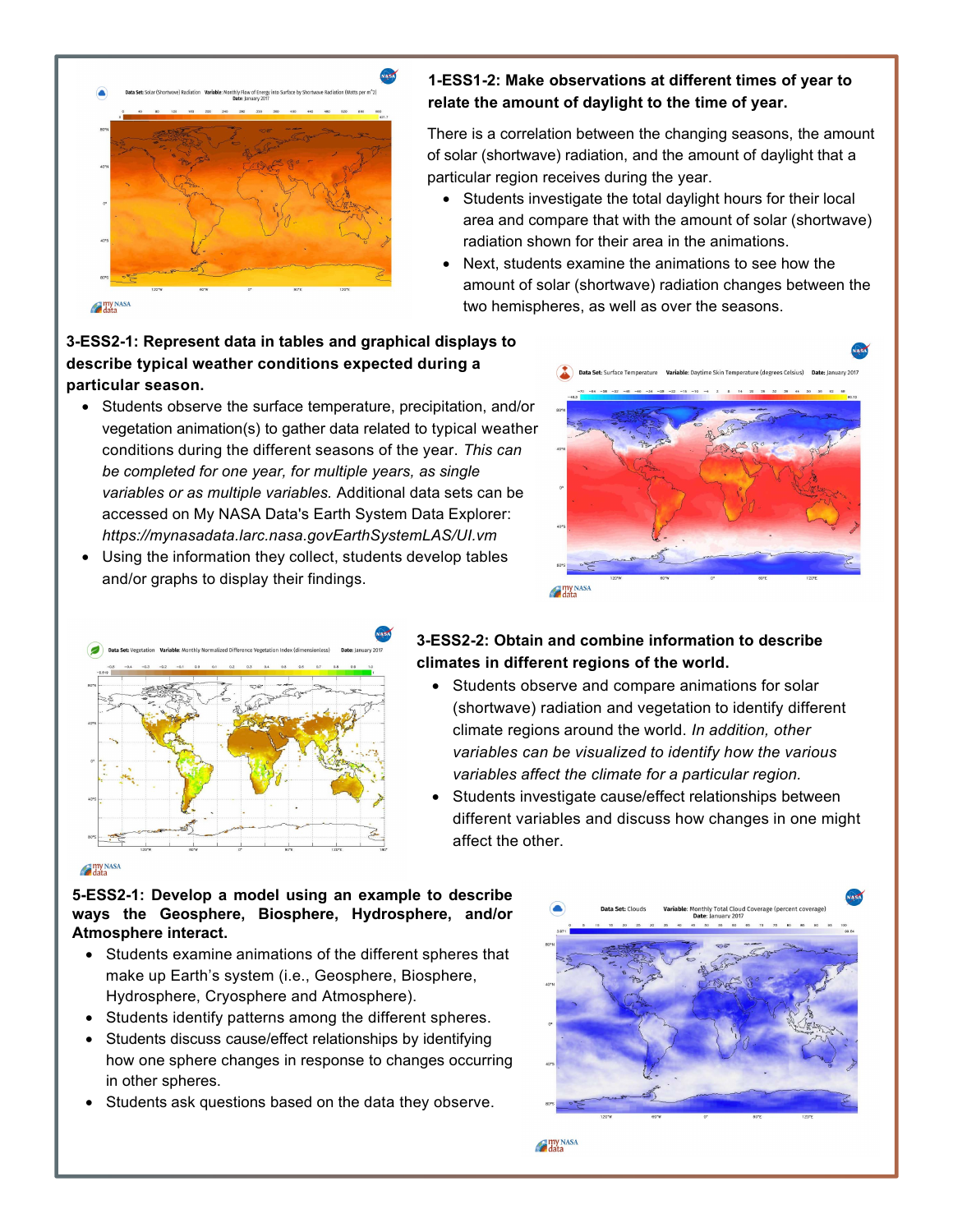**1-ESS1-2: Make observations at different times of year to relate the amount of daylight to the time of year.**

There is a correlation between the changing seasons, the amount of solar (shortwave) radiation, and the amount of daylight that a particular region receives during the year.

- Students investigate the total daylight hours for their local area and compare that with the amount of solar (shortwave) radiation shown for their area in the animations.
- Next, students examine the animations to see how the amount of solar (shortwave) radiation changes between the two hemispheres, as well as over the seasons.

**3-ESS2-1: Represent data in tables and graphical displays to describe typical weather conditions expected during a particular season.**

- Students observe the surface temperature, precipitation, and/or vegetation animation(s) to gather data related to typical weather conditions during the different seasons of the year. *This can be completed for one year, for multiple years, as single variables or as multiple variables.* Additional data sets can be accessed on My NASA Data's Earth System Data Explorer: *https://mynasadata.larc.nasa.govEarthSystemLAS/UI.vm*
- Using the information they collect, students develop tables and/or graphs to display their findings.

**3-ESS2-2: Obtain and combine information to describe climates in different regions of the world.**

- Students observe and compare animations for solar (shortwave) radiation and vegetation to identify different climate regions around the world. *In addition, other variables can be visualized to identify how the various variables affect the climate for a particular region.*
- Students investigate cause/effect relationships between different variables and discuss how changes in one might affect the other.

**5-ESS2-1: Develop a model using an example to describe ways the Geosphere, Biosphere, Hydrosphere, and/or Atmosphere interact.**

- Students examine animations of the different spheres that make up Earth's system (i.e., Geosphere, Biosphere, Hydrosphere, Cryosphere and Atmosphere).
- Students identify patterns among the different spheres.
- Students discuss cause/effect relationships by identifying how one sphere changes in response to changes occurring in other spheres.
- Students ask questions based on the data they observe.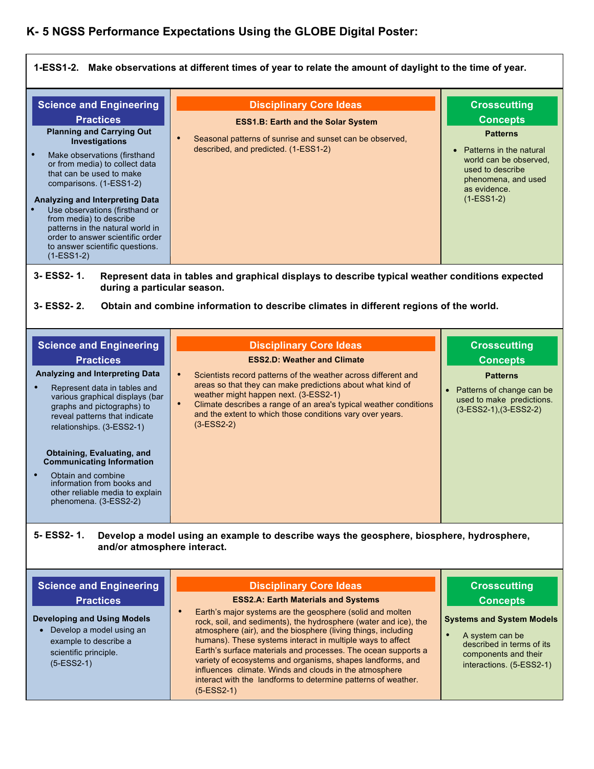## K- 5 NGSS Performance Expectations Using the GLOBE Digital Poster:

**1-ESS1-2. Make observations at different times of year to relate the amount of daylight to the time of year.**

| Science and Engineering Practices | Disciplinary Core Ideas | Crosscutting Concepts |
|---|---|---|
| **Planning and Carrying Out Investigations**<br>• Make observations (firsthand or from media) to collect data that can be used to make comparisons. (1-ESS1-2)<br>**Analyzing and Interpreting Data**<br>• Use observations (firsthand or from media) to describe patterns in the natural world in order to answer scientific order to answer scientific questions. (1-ESS1-2) | **ESS1.B: Earth and the Solar System**<br>• Seasonal patterns of sunrise and sunset can be observed, described, and predicted. (1-ESS1-2) | **Patterns**<br>• Patterns in the natural world can be observed, used to describe phenomena, and used as evidence. (1-ESS1-2) |

**3- ESS2- 1. Represent data in tables and graphical displays to describe typical weather conditions expected during a particular season.**

**3- ESS2- 2. Obtain and combine information to describe climates in different regions of the world.**

| Science and Engineering Practices | Disciplinary Core Ideas | Crosscutting Concepts |
|---|---|---|
| **Analyzing and Interpreting Data**<br>• Represent data in tables and various graphical displays (bar graphs and pictographs) to reveal patterns that indicate relationships. (3-ESS2-1)<br>**Obtaining, Evaluating, and Communicating Information**<br>• Obtain and combine information from books and other reliable media to explain phenomena. (3-ESS2-2) | **ESS2.D: Weather and Climate**<br>• Scientists record patterns of the weather across different and areas so that they can make predictions about what kind of weather might happen next. (3-ESS2-1)<br>• Climate describes a range of an area's typical weather conditions and the extent to which those conditions vary over years. (3-ESS2-2) | **Patterns**<br>• Patterns of change can be used to make predictions. (3-ESS2-1),(3-ESS2-2) |

**5- ESS2- 1. Develop a model using an example to describe ways the geosphere, biosphere, hydrosphere, and/or atmosphere interact.**

| Science and Engineering Practices | Disciplinary Core Ideas | Crosscutting Concepts |
|---|---|---|
| **Developing and Using Models**<br>• Develop a model using an example to describe a scientific principle. (5-ESS2-1) | **ESS2.A: Earth Materials and Systems**<br>• Earth's major systems are the geosphere (solid and molten rock, soil, and sediments), the hydrosphere (water and ice), the atmosphere (air), and the biosphere (living things, including humans). These systems interact in multiple ways to affect Earth's surface materials and processes. The ocean supports a variety of ecosystems and organisms, shapes landforms, and influences climate. Winds and clouds in the atmosphere interact with the landforms to determine patterns of weather. (5-ESS2-1) | **Systems and System Models**<br>• A system can be described in terms of its components and their interactions. (5-ESS2-1) |